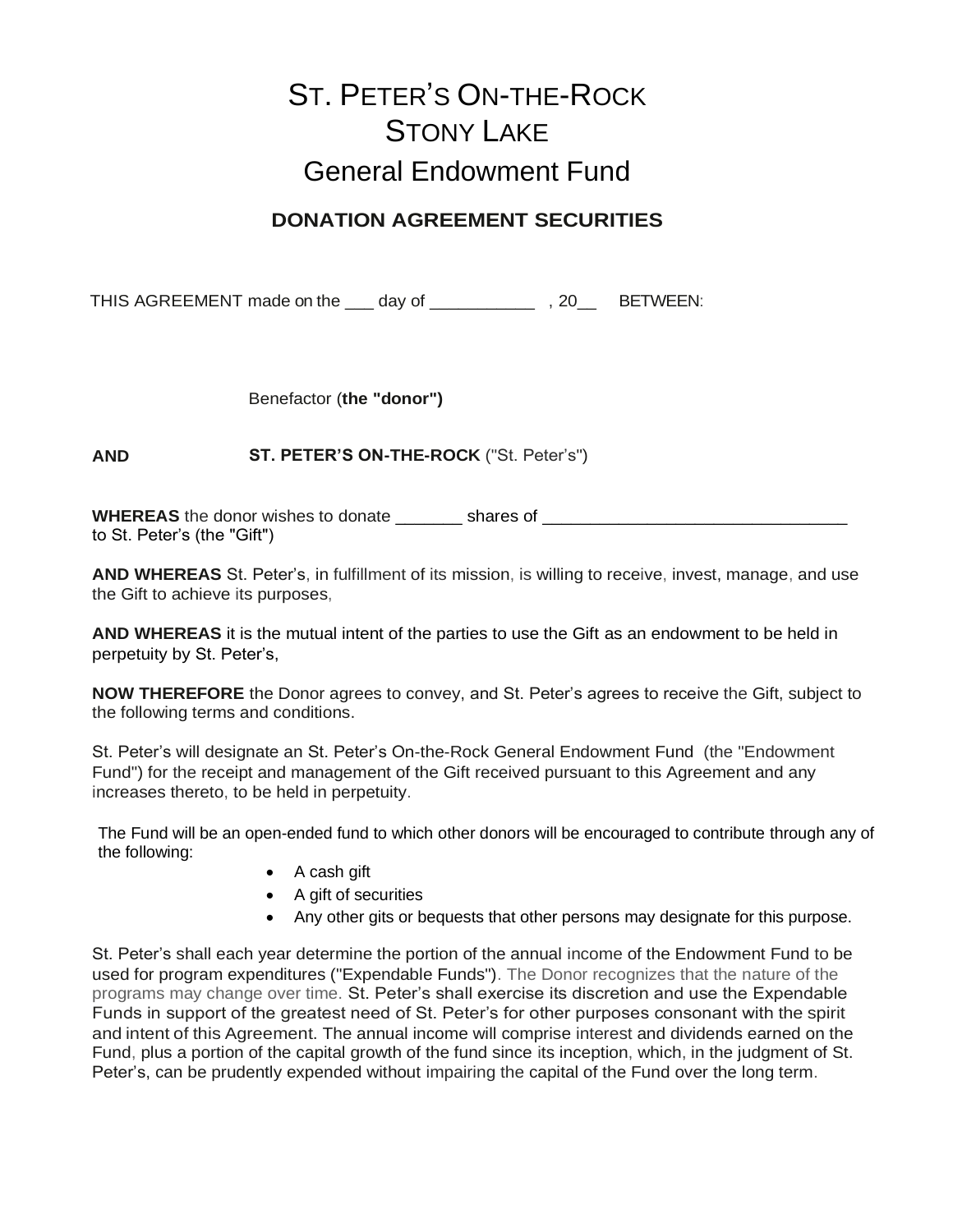# ST. PETER'S ON-THE-ROCK
# STONY LAKE
## General Endowment Fund

### DONATION AGREEMENT SECURITIES

THIS AGREEMENT made on the ___ day of ___________ , 20__ BETWEEN:

Benefactor (**the "donor")**

**AND** **ST. PETER'S ON-THE-ROCK** ("St. Peter's")

**WHEREAS** the donor wishes to donate _______ shares of ________________________________ to St. Peter's (the "Gift")

**AND WHEREAS** St. Peter's, in fulfillment of its mission, is willing to receive, invest, manage, and use the Gift to achieve its purposes,

**AND WHEREAS** it is the mutual intent of the parties to use the Gift as an endowment to be held in perpetuity by St. Peter's,

**NOW THEREFORE** the Donor agrees to convey, and St. Peter's agrees to receive the Gift, subject to the following terms and conditions.

St. Peter's will designate an St. Peter's On-the-Rock General Endowment Fund (the "Endowment Fund") for the receipt and management of the Gift received pursuant to this Agreement and any increases thereto, to be held in perpetuity.

The Fund will be an open-ended fund to which other donors will be encouraged to contribute through any of the following:

- A cash gift
- A gift of securities
- Any other gits or bequests that other persons may designate for this purpose.

St. Peter's shall each year determine the portion of the annual income of the Endowment Fund to be used for program expenditures ("Expendable Funds"). The Donor recognizes that the nature of the programs may change over time. St. Peter's shall exercise its discretion and use the Expendable Funds in support of the greatest need of St. Peter's for other purposes consonant with the spirit and intent of this Agreement. The annual income will comprise interest and dividends earned on the Fund, plus a portion of the capital growth of the fund since its inception, which, in the judgment of St. Peter's, can be prudently expended without impairing the capital of the Fund over the long term.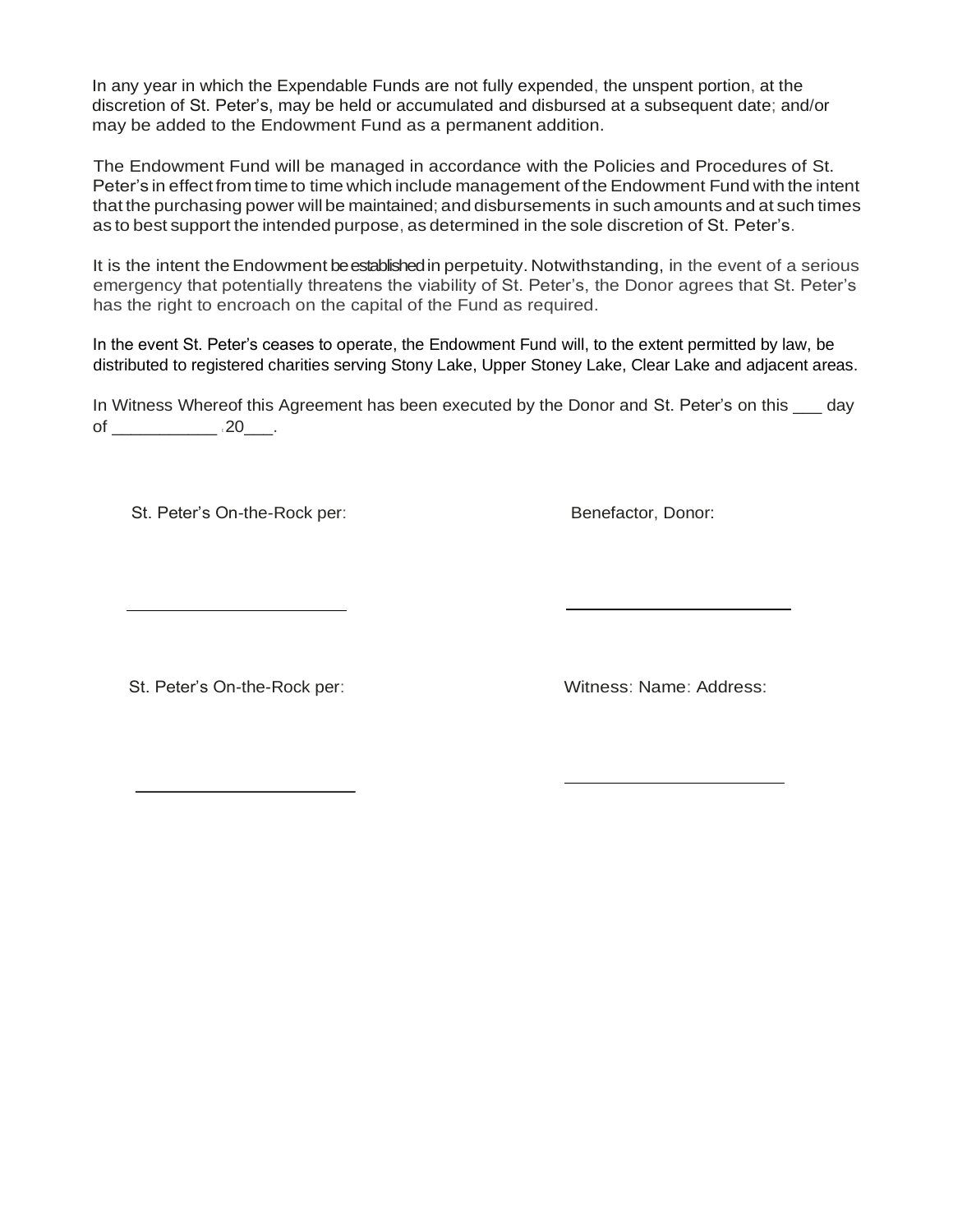In any year in which the Expendable Funds are not fully expended, the unspent portion, at the discretion of St. Peter's, may be held or accumulated and disbursed at a subsequent date; and/or may be added to the Endowment Fund as a permanent addition.

The Endowment Fund will be managed in accordance with the Policies and Procedures of St. Peter's in effect from time to time which include management of the Endowment Fund with the intent that the purchasing power will be maintained; and disbursements in such amounts and at such times as to best support the intended purpose, as determined in the sole discretion of St. Peter's.

It is the intent the Endowment be established in perpetuity. Notwithstanding, in the event of a serious emergency that potentially threatens the viability of St. Peter's, the Donor agrees that St. Peter's has the right to encroach on the capital of the Fund as required.

In the event St. Peter's ceases to operate, the Endowment Fund will, to the extent permitted by law, be distributed to registered charities serving Stony Lake, Upper Stoney Lake, Clear Lake and adjacent areas.

In Witness Whereof this Agreement has been executed by the Donor and St. Peter's on this ___ day of ___________ ,20___.

St. Peter's On-the-Rock per:

______________________

Benefactor, Donor:

______________________

St. Peter's On-the-Rock per:

______________________

Witness: Name: Address:

______________________